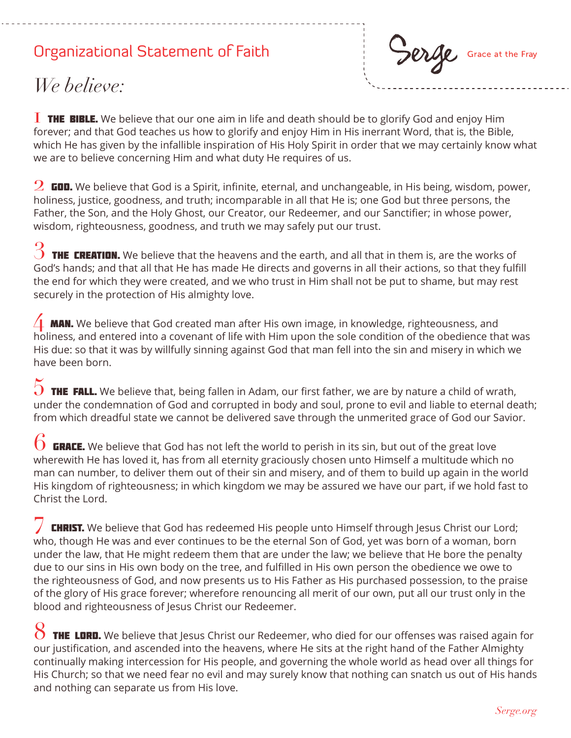# Organizational Statement of Faith

Serge — Grace at the Fray

## *We believe:*

1 **THE BIBLE.** We believe that our one aim in life and death should be to glorify God and enjoy Him forever; and that God teaches us how to glorify and enjoy Him in His inerrant Word, that is, the Bible, which He has given by the infallible inspiration of His Holy Spirit in order that we may certainly know what we are to believe concerning Him and what duty He requires of us.

2 **GOD.** We believe that God is a Spirit, infinite, eternal, and unchangeable, in His being, wisdom, power, holiness, justice, goodness, and truth; incomparable in all that He is; one God but three persons, the Father, the Son, and the Holy Ghost, our Creator, our Redeemer, and our Sanctifier; in whose power, wisdom, righteousness, goodness, and truth we may safely put our trust.

3 **THE CREATION.** We believe that the heavens and the earth, and all that in them is, are the works of God's hands; and that all that He has made He directs and governs in all their actions, so that they fulfill the end for which they were created, and we who trust in Him shall not be put to shame, but may rest securely in the protection of His almighty love.

4 **MAN.** We believe that God created man after His own image, in knowledge, righteousness, and holiness, and entered into a covenant of life with Him upon the sole condition of the obedience that was His due: so that it was by willfully sinning against God that man fell into the sin and misery in which we have been born.

5 **THE FALL.** We believe that, being fallen in Adam, our first father, we are by nature a child of wrath, under the condemnation of God and corrupted in body and soul, prone to evil and liable to eternal death; from which dreadful state we cannot be delivered save through the unmerited grace of God our Savior.

6 **GRACE.** We believe that God has not left the world to perish in its sin, but out of the great love wherewith He has loved it, has from all eternity graciously chosen unto Himself a multitude which no man can number, to deliver them out of their sin and misery, and of them to build up again in the world His kingdom of righteousness; in which kingdom we may be assured we have our part, if we hold fast to Christ the Lord.

7 **CHRIST.** We believe that God has redeemed His people unto Himself through Jesus Christ our Lord; who, though He was and ever continues to be the eternal Son of God, yet was born of a woman, born under the law, that He might redeem them that are under the law; we believe that He bore the penalty due to our sins in His own body on the tree, and fulfilled in His own person the obedience we owe to the righteousness of God, and now presents us to His Father as His purchased possession, to the praise of the glory of His grace forever; wherefore renouncing all merit of our own, put all our trust only in the blood and righteousness of Jesus Christ our Redeemer.

8 **THE LORD.** We believe that Jesus Christ our Redeemer, who died for our offenses was raised again for our justification, and ascended into the heavens, where He sits at the right hand of the Father Almighty continually making intercession for His people, and governing the whole world as head over all things for His Church; so that we need fear no evil and may surely know that nothing can snatch us out of His hands and nothing can separate us from His love.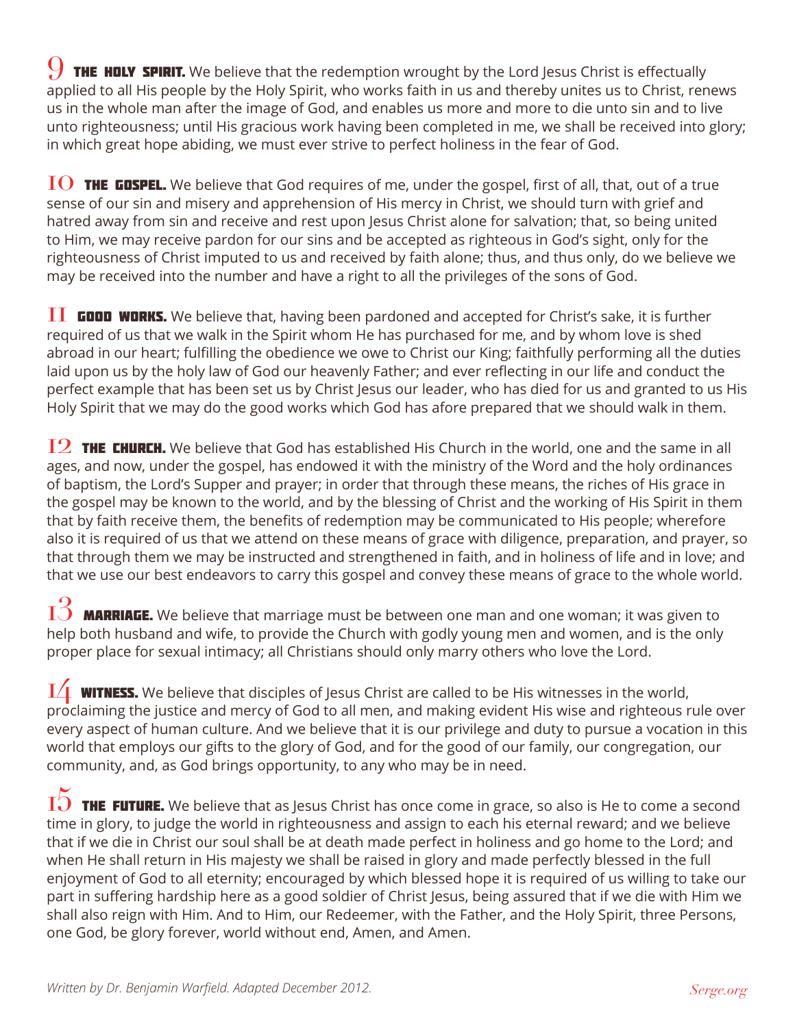9 **THE HOLY SPIRIT.** We believe that the redemption wrought by the Lord Jesus Christ is effectually applied to all His people by the Holy Spirit, who works faith in us and thereby unites us to Christ, renews us in the whole man after the image of God, and enables us more and more to die unto sin and to live unto righteousness; until His gracious work having been completed in me, we shall be received into glory; in which great hope abiding, we must ever strive to perfect holiness in the fear of God.

10 **THE GOSPEL.** We believe that God requires of me, under the gospel, first of all, that, out of a true sense of our sin and misery and apprehension of His mercy in Christ, we should turn with grief and hatred away from sin and receive and rest upon Jesus Christ alone for salvation; that, so being united to Him, we may receive pardon for our sins and be accepted as righteous in God's sight, only for the righteousness of Christ imputed to us and received by faith alone; thus, and thus only, do we believe we may be received into the number and have a right to all the privileges of the sons of God.

11 **GOOD WORKS.** We believe that, having been pardoned and accepted for Christ's sake, it is further required of us that we walk in the Spirit whom He has purchased for me, and by whom love is shed abroad in our heart; fulfilling the obedience we owe to Christ our King; faithfully performing all the duties laid upon us by the holy law of God our heavenly Father; and ever reflecting in our life and conduct the perfect example that has been set us by Christ Jesus our leader, who has died for us and granted to us His Holy Spirit that we may do the good works which God has afore prepared that we should walk in them.

12 **THE CHURCH.** We believe that God has established His Church in the world, one and the same in all ages, and now, under the gospel, has endowed it with the ministry of the Word and the holy ordinances of baptism, the Lord's Supper and prayer; in order that through these means, the riches of His grace in the gospel may be known to the world, and by the blessing of Christ and the working of His Spirit in them that by faith receive them, the benefits of redemption may be communicated to His people; wherefore also it is required of us that we attend on these means of grace with diligence, preparation, and prayer, so that through them we may be instructed and strengthened in faith, and in holiness of life and in love; and that we use our best endeavors to carry this gospel and convey these means of grace to the whole world.

13 **MARRIAGE.** We believe that marriage must be between one man and one woman; it was given to help both husband and wife, to provide the Church with godly young men and women, and is the only proper place for sexual intimacy; all Christians should only marry others who love the Lord.

14 **WITNESS.** We believe that disciples of Jesus Christ are called to be His witnesses in the world, proclaiming the justice and mercy of God to all men, and making evident His wise and righteous rule over every aspect of human culture. And we believe that it is our privilege and duty to pursue a vocation in this world that employs our gifts to the glory of God, and for the good of our family, our congregation, our community, and, as God brings opportunity, to any who may be in need.

15 **THE FUTURE.** We believe that as Jesus Christ has once come in grace, so also is He to come a second time in glory, to judge the world in righteousness and assign to each his eternal reward; and we believe that if we die in Christ our soul shall be at death made perfect in holiness and go home to the Lord; and when He shall return in His majesty we shall be raised in glory and made perfectly blessed in the full enjoyment of God to all eternity; encouraged by which blessed hope it is required of us willing to take our part in suffering hardship here as a good soldier of Christ Jesus, being assured that if we die with Him we shall also reign with Him. And to Him, our Redeemer, with the Father, and the Holy Spirit, three Persons, one God, be glory forever, world without end, Amen, and Amen.

*Written by Dr. Benjamin Warfield. Adapted December 2012.*

*Serge.org*